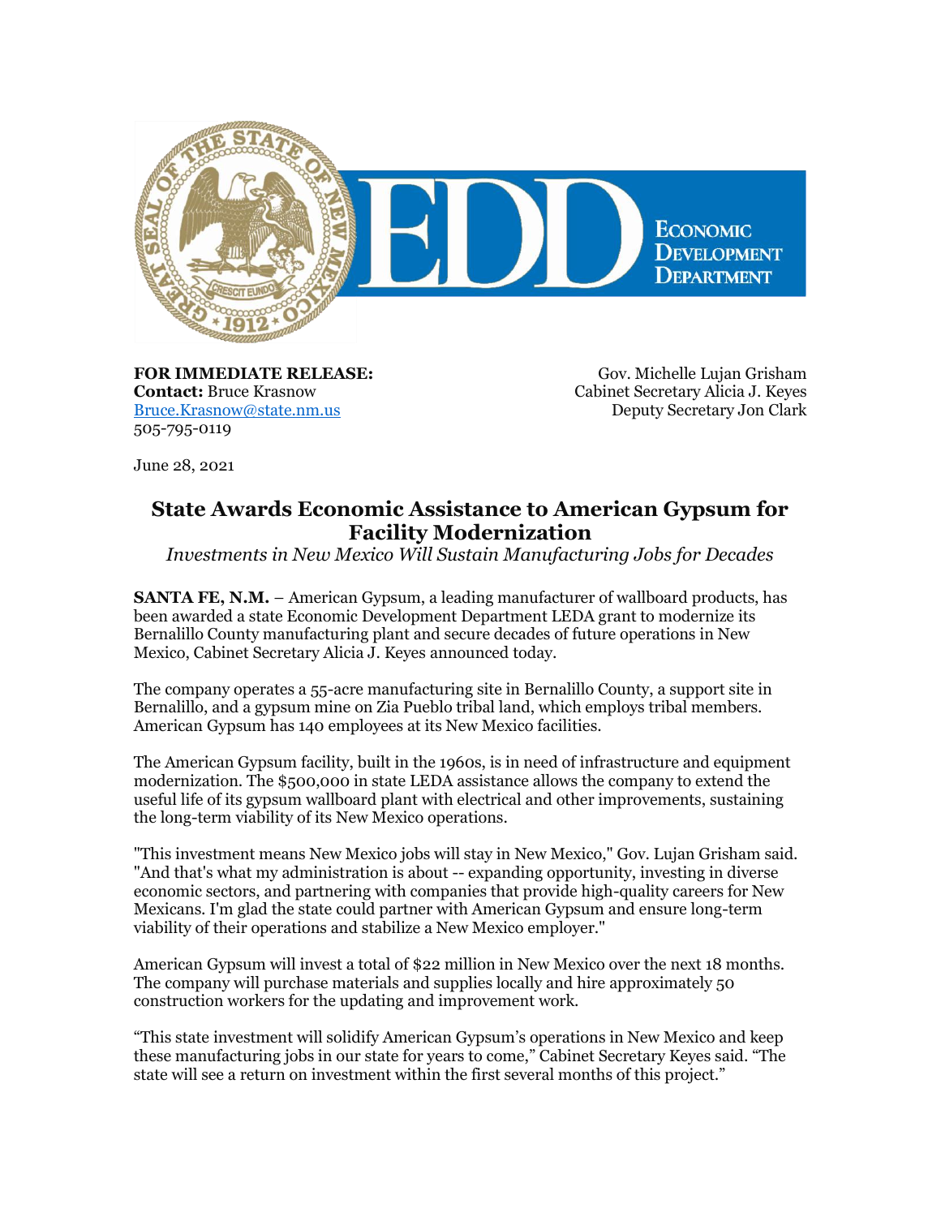**FOR IMMEDIATE RELEASE:**
**Contact:** Bruce Krasnow
Bruce.Krasnow@state.nm.us
505-795-0119

Gov. Michelle Lujan Grisham
Cabinet Secretary Alicia J. Keyes
Deputy Secretary Jon Clark

June 28, 2021

# State Awards Economic Assistance to American Gypsum for Facility Modernization

*Investments in New Mexico Will Sustain Manufacturing Jobs for Decades*

**SANTA FE, N.M.** – American Gypsum, a leading manufacturer of wallboard products, has been awarded a state Economic Development Department LEDA grant to modernize its Bernalillo County manufacturing plant and secure decades of future operations in New Mexico, Cabinet Secretary Alicia J. Keyes announced today.

The company operates a 55-acre manufacturing site in Bernalillo County, a support site in Bernalillo, and a gypsum mine on Zia Pueblo tribal land, which employs tribal members. American Gypsum has 140 employees at its New Mexico facilities.

The American Gypsum facility, built in the 1960s, is in need of infrastructure and equipment modernization. The $500,000 in state LEDA assistance allows the company to extend the useful life of its gypsum wallboard plant with electrical and other improvements, sustaining the long-term viability of its New Mexico operations.

"This investment means New Mexico jobs will stay in New Mexico," Gov. Lujan Grisham said. "And that's what my administration is about -- expanding opportunity, investing in diverse economic sectors, and partnering with companies that provide high-quality careers for New Mexicans. I'm glad the state could partner with American Gypsum and ensure long-term viability of their operations and stabilize a New Mexico employer."

American Gypsum will invest a total of $22 million in New Mexico over the next 18 months. The company will purchase materials and supplies locally and hire approximately 50 construction workers for the updating and improvement work.

"This state investment will solidify American Gypsum's operations in New Mexico and keep these manufacturing jobs in our state for years to come," Cabinet Secretary Keyes said. "The state will see a return on investment within the first several months of this project."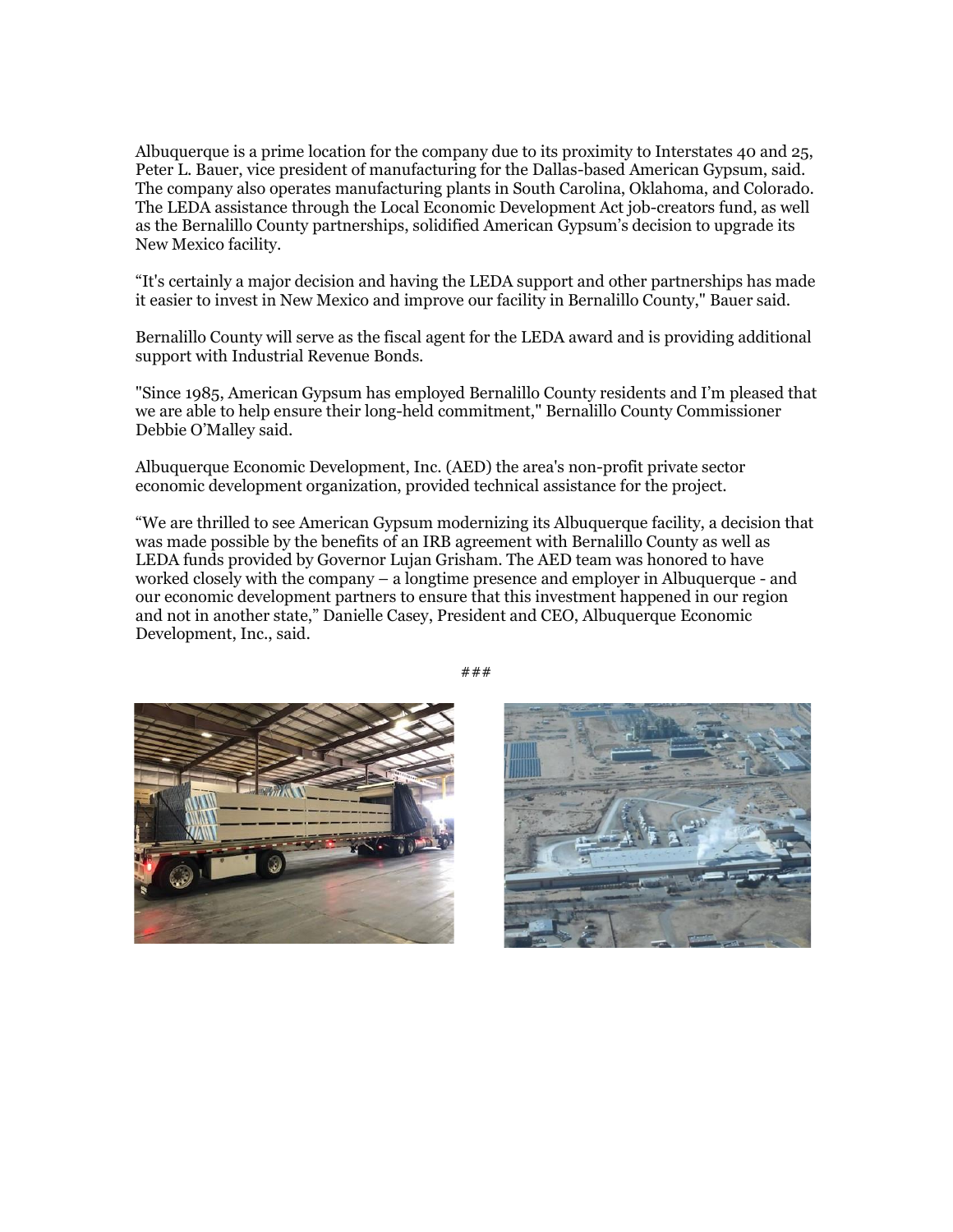Albuquerque is a prime location for the company due to its proximity to Interstates 40 and 25, Peter L. Bauer, vice president of manufacturing for the Dallas-based American Gypsum, said. The company also operates manufacturing plants in South Carolina, Oklahoma, and Colorado. The LEDA assistance through the Local Economic Development Act job-creators fund, as well as the Bernalillo County partnerships, solidified American Gypsum's decision to upgrade its New Mexico facility.

"It's certainly a major decision and having the LEDA support and other partnerships has made it easier to invest in New Mexico and improve our facility in Bernalillo County," Bauer said.

Bernalillo County will serve as the fiscal agent for the LEDA award and is providing additional support with Industrial Revenue Bonds.

"Since 1985, American Gypsum has employed Bernalillo County residents and I'm pleased that we are able to help ensure their long-held commitment," Bernalillo County Commissioner Debbie O'Malley said.

Albuquerque Economic Development, Inc. (AED) the area's non-profit private sector economic development organization, provided technical assistance for the project.

"We are thrilled to see American Gypsum modernizing its Albuquerque facility, a decision that was made possible by the benefits of an IRB agreement with Bernalillo County as well as LEDA funds provided by Governor Lujan Grisham. The AED team was honored to have worked closely with the company – a longtime presence and employer in Albuquerque - and our economic development partners to ensure that this investment happened in our region and not in another state," Danielle Casey, President and CEO, Albuquerque Economic Development, Inc., said.

###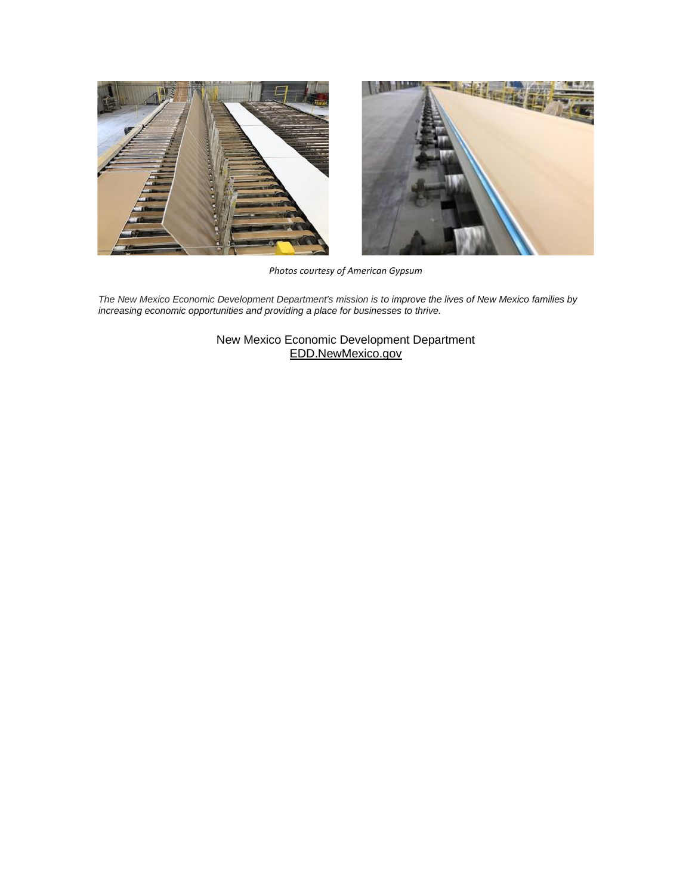*Photos courtesy of American Gypsum*

*The New Mexico Economic Development Department's mission is to improve the lives of New Mexico families by increasing economic opportunities and providing a place for businesses to thrive.*

New Mexico Economic Development Department
EDD.NewMexico.gov